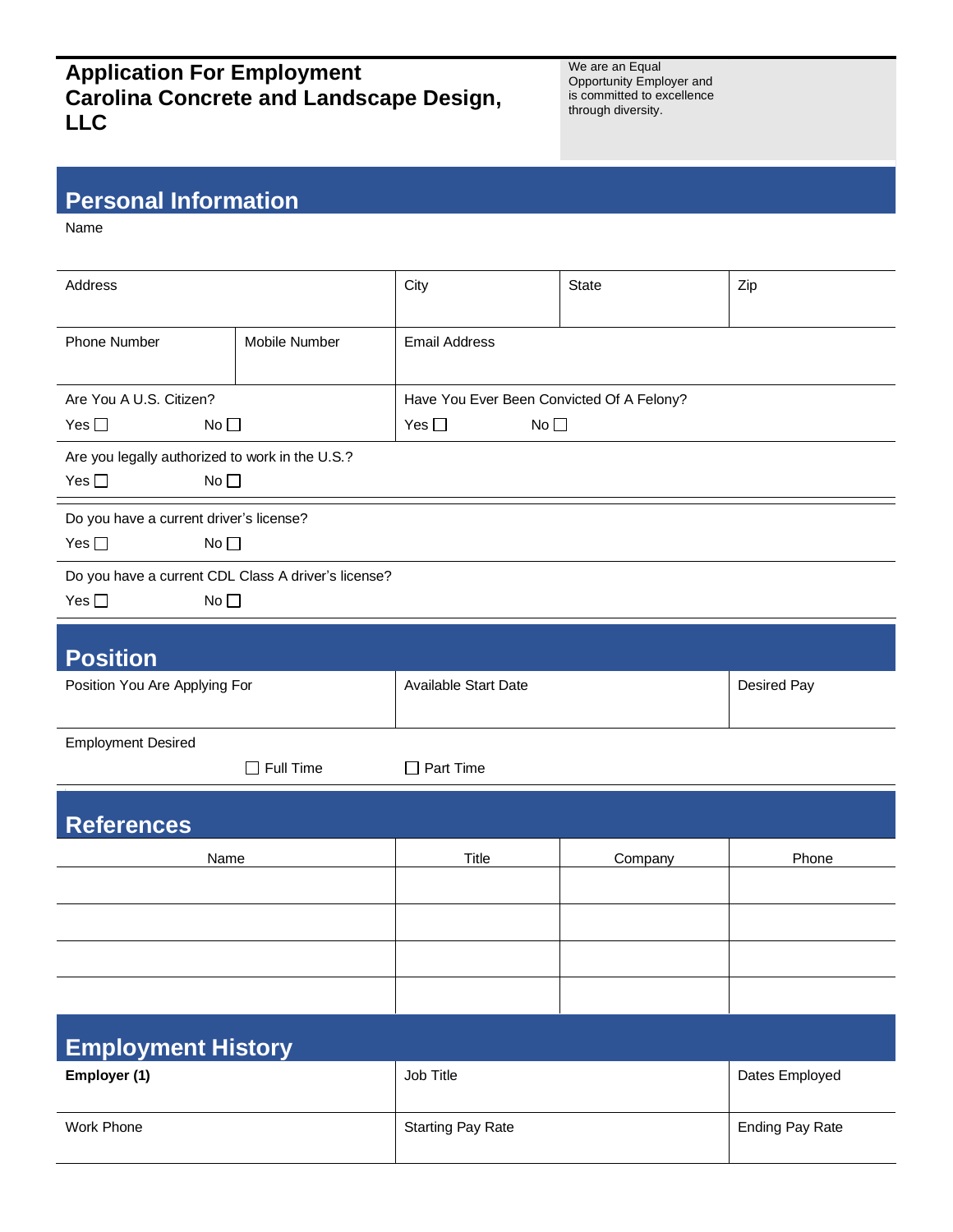# Application For Employment
# Carolina Concrete and Landscape Design, LLC

We are an Equal Opportunity Employer and is committed to excellence through diversity.

## Personal Information

Name

| Address | | City | State | Zip |
|---|---|---|---|---|
| Phone Number | Mobile Number | Email Address | | |

Are You A U.S. Citizen?
Yes ☐ No ☐

Have You Ever Been Convicted Of A Felony?
Yes ☐ No ☐

Are you legally authorized to work in the U.S.?
Yes ☐ No ☐

Do you have a current driver's license?
Yes ☐ No ☐

Do you have a current CDL Class A driver's license?
Yes ☐ No ☐

## Position

| Position You Are Applying For | Available Start Date | Desired Pay |
|---|---|---|
| | | |

Employment Desired

☐ Full Time ☐ Part Time

## References

| Name | Title | Company | Phone |
|---|---|---|---|
| | | | |
| | | | |
| | | | |
| | | | |

## Employment History

| **Employer (1)** | Job Title | Dates Employed |
|---|---|---|
| Work Phone | Starting Pay Rate | Ending Pay Rate |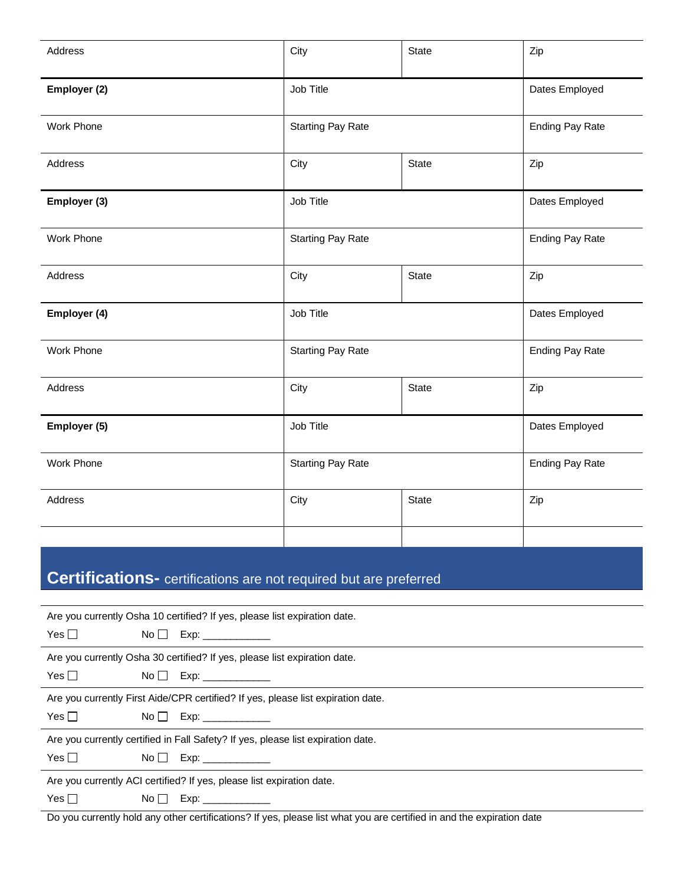| Address | City | State | Zip |
|---|---|---|---|
| **Employer (2)** | Job Title | | Dates Employed |
| Work Phone | Starting Pay Rate | | Ending Pay Rate |
| Address | City | State | Zip |
| **Employer (3)** | Job Title | | Dates Employed |
| Work Phone | Starting Pay Rate | | Ending Pay Rate |
| Address | City | State | Zip |
| **Employer (4)** | Job Title | | Dates Employed |
| Work Phone | Starting Pay Rate | | Ending Pay Rate |
| Address | City | State | Zip |
| **Employer (5)** | Job Title | | Dates Employed |
| Work Phone | Starting Pay Rate | | Ending Pay Rate |
| Address | City | State | Zip |
| | | | |

## **Certifications-** certifications are not required but are preferred

Are you currently Osha 10 certified? If yes, please list expiration date.

Yes ☐ No ☐ Exp: ____________

Are you currently Osha 30 certified? If yes, please list expiration date.

Yes ☐ No ☐ Exp: ____________

Are you currently First Aide/CPR certified? If yes, please list expiration date.

Yes ☐ No ☐ Exp: ____________

Are you currently certified in Fall Safety? If yes, please list expiration date.

Yes ☐ No ☐ Exp: ____________

Are you currently ACI certified? If yes, please list expiration date.

Yes ☐ No ☐ Exp: ____________

Do you currently hold any other certifications? If yes, please list what you are certified in and the expiration date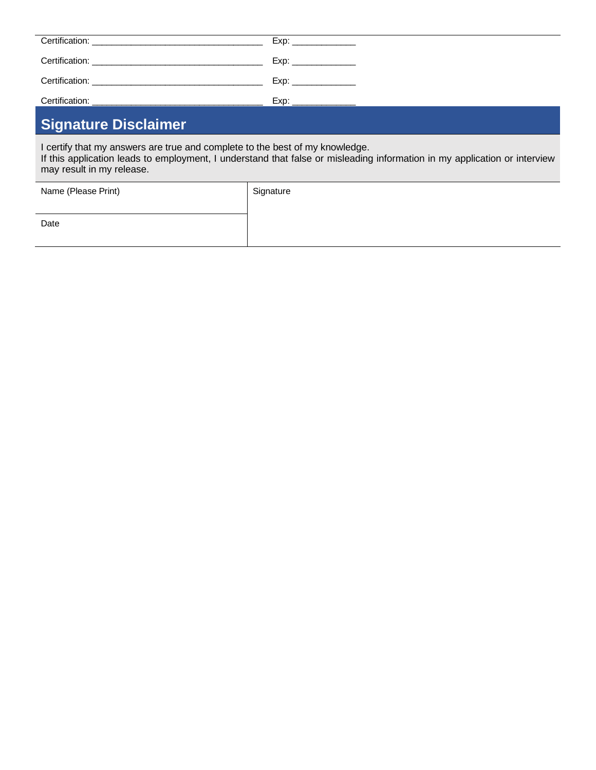Certification: ___________________________________ Exp: _____________

Certification: ___________________________________ Exp: _____________

Certification: ___________________________________ Exp: _____________

Certification: ___________________________________ Exp: _____________

## Signature Disclaimer

I certify that my answers are true and complete to the best of my knowledge.
If this application leads to employment, I understand that false or misleading information in my application or interview may result in my release.

| | |
|---|---|
| Name (Please Print) | Signature |
| Date | |